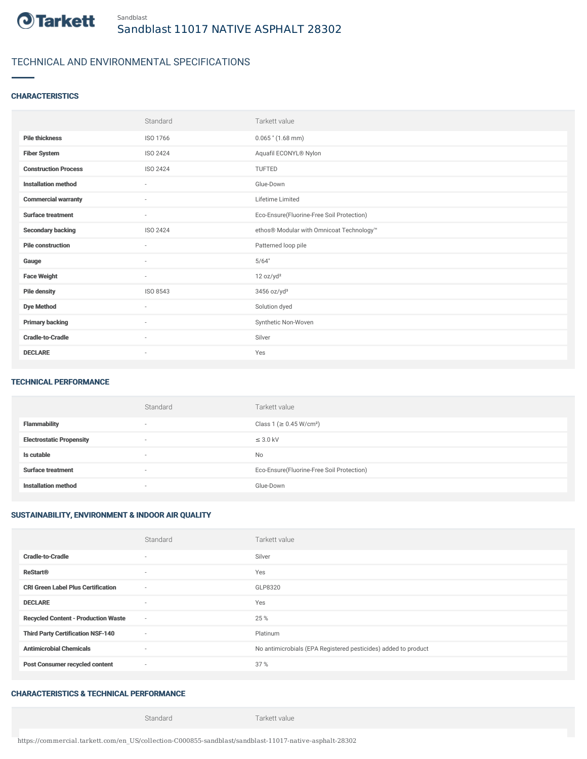Sandblast

# Sandblast 11017 NATIVE ASPHALT 28302

## TECHNICAL AND ENVIRONMENTAL SPECIFICATIONS

### CHARACTERISTICS

| | Standard | Tarkett value |
|---|---|---|
| **Pile thickness** | ISO 1766 | 0.065 " (1.68 mm) |
| **Fiber System** | ISO 2424 | Aquafil ECONYL® Nylon |
| **Construction Process** | ISO 2424 | TUFTED |
| **Installation method** | - | Glue-Down |
| **Commercial warranty** | - | Lifetime Limited |
| **Surface treatment** | - | Eco-Ensure(Fluorine-Free Soil Protection) |
| **Secondary backing** | ISO 2424 | ethos® Modular with Omnicoat Technology™ |
| **Pile construction** | - | Patterned loop pile |
| **Gauge** | - | 5/64" |
| **Face Weight** | - | 12 oz/yd² |
| **Pile density** | ISO 8543 | 3456 oz/yd³ |
| **Dye Method** | - | Solution dyed |
| **Primary backing** | - | Synthetic Non-Woven |
| **Cradle-to-Cradle** | - | Silver |
| **DECLARE** | - | Yes |

### TECHNICAL PERFORMANCE

| | Standard | Tarkett value |
|---|---|---|
| **Flammability** | - | Class 1 (≥ 0.45 W/cm²) |
| **Electrostatic Propensity** | - | ≤ 3.0 kV |
| **Is cutable** | - | No |
| **Surface treatment** | - | Eco-Ensure(Fluorine-Free Soil Protection) |
| **Installation method** | - | Glue-Down |

### SUSTAINABILITY, ENVIRONMENT & INDOOR AIR QUALITY

| | Standard | Tarkett value |
|---|---|---|
| **Cradle-to-Cradle** | - | Silver |
| **ReStart®** | - | Yes |
| **CRI Green Label Plus Certification** | - | GLP8320 |
| **DECLARE** | - | Yes |
| **Recycled Content - Production Waste** | - | 25 % |
| **Third Party Certification NSF-140** | - | Platinum |
| **Antimicrobial Chemicals** | - | No antimicrobials (EPA Registered pesticides) added to product |
| **Post Consumer recycled content** | - | 37 % |

### CHARACTERISTICS & TECHNICAL PERFORMANCE

| | Standard | Tarkett value |
|---|---|---|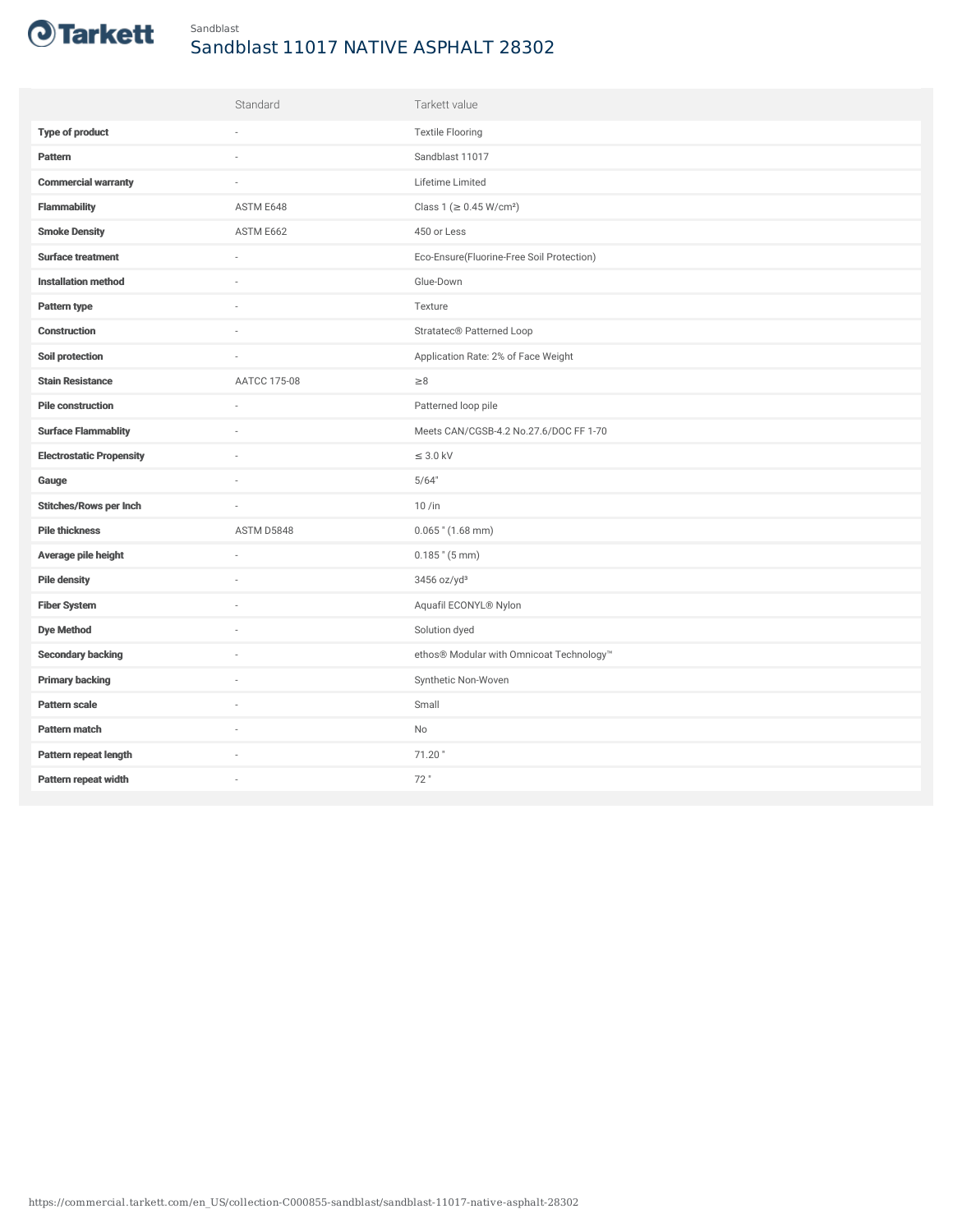Sandblast

# Sandblast 11017 NATIVE ASPHALT 28302

| | Standard | Tarkett value |
|---|---|---|
| **Type of product** | - | Textile Flooring |
| **Pattern** | - | Sandblast 11017 |
| **Commercial warranty** | - | Lifetime Limited |
| **Flammability** | ASTM E648 | Class 1 (≥ 0.45 W/cm²) |
| **Smoke Density** | ASTM E662 | 450 or Less |
| **Surface treatment** | - | Eco-Ensure(Fluorine-Free Soil Protection) |
| **Installation method** | - | Glue-Down |
| **Pattern type** | - | Texture |
| **Construction** | - | Stratatec® Patterned Loop |
| **Soil protection** | - | Application Rate: 2% of Face Weight |
| **Stain Resistance** | AATCC 175-08 | ≥8 |
| **Pile construction** | - | Patterned loop pile |
| **Surface Flammablity** | - | Meets CAN/CGSB-4.2 No.27.6/DOC FF 1-70 |
| **Electrostatic Propensity** | - | ≤ 3.0 kV |
| **Gauge** | - | 5/64" |
| **Stitches/Rows per Inch** | - | 10 /in |
| **Pile thickness** | ASTM D5848 | 0.065 " (1.68 mm) |
| **Average pile height** | - | 0.185 " (5 mm) |
| **Pile density** | - | 3456 oz/yd³ |
| **Fiber System** | - | Aquafil ECONYL® Nylon |
| **Dye Method** | - | Solution dyed |
| **Secondary backing** | - | ethos® Modular with Omnicoat Technology™ |
| **Primary backing** | - | Synthetic Non-Woven |
| **Pattern scale** | - | Small |
| **Pattern match** | - | No |
| **Pattern repeat length** | - | 71.20 " |
| **Pattern repeat width** | - | 72 " |

https://commercial.tarkett.com/en_US/collection-C000855-sandblast/sandblast-11017-native-asphalt-28302